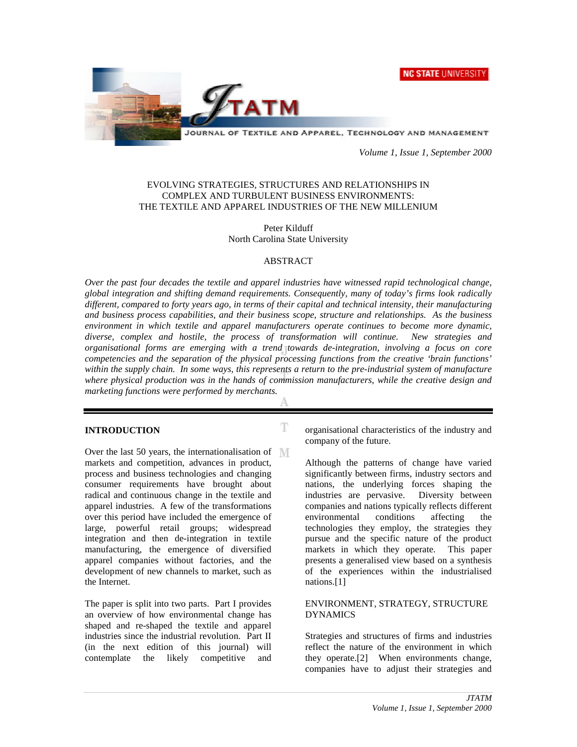# EVOLVING STRATEGIES, STRUCTURES AND RELATIONSHIPS IN COMPLEX AND TURBULENT BUSINESS ENVIRONMENTS: THE TEXTILE AND APPAREL INDUSTRIES OF THE NEW MILLENIUM

Peter Kilduff
North Carolina State University

## ABSTRACT

*Over the past four decades the textile and apparel industries have witnessed rapid technological change, global integration and shifting demand requirements. Consequently, many of today's firms look radically different, compared to forty years ago, in terms of their capital and technical intensity, their manufacturing and business process capabilities, and their business scope, structure and relationships. As the business environment in which textile and apparel manufacturers operate continues to become more dynamic, diverse, complex and hostile, the process of transformation will continue. New strategies and organisational forms are emerging with a trend towards de-integration, involving a focus on core competencies and the separation of the physical processing functions from the creative 'brain functions' within the supply chain. In some ways, this represents a return to the pre-industrial system of manufacture where physical production was in the hands of commission manufacturers, while the creative design and marketing functions were performed by merchants.*

## INTRODUCTION

Over the last 50 years, the internationalisation of markets and competition, advances in product, process and business technologies and changing consumer requirements have brought about radical and continuous change in the textile and apparel industries. A few of the transformations over this period have included the emergence of large, powerful retail groups; widespread integration and then de-integration in textile manufacturing, the emergence of diversified apparel companies without factories, and the development of new channels to market, such as the Internet.

The paper is split into two parts. Part I provides an overview of how environmental change has shaped and re-shaped the textile and apparel industries since the industrial revolution. Part II (in the next edition of this journal) will contemplate the likely competitive and organisational characteristics of the industry and company of the future.

Although the patterns of change have varied significantly between firms, industry sectors and nations, the underlying forces shaping the industries are pervasive. Diversity between companies and nations typically reflects different environmental conditions affecting the technologies they employ, the strategies they pursue and the specific nature of the product markets in which they operate. This paper presents a generalised view based on a synthesis of the experiences within the industrialised nations.[1]

ENVIRONMENT, STRATEGY, STRUCTURE DYNAMICS

Strategies and structures of firms and industries reflect the nature of the environment in which they operate.[2] When environments change, companies have to adjust their strategies and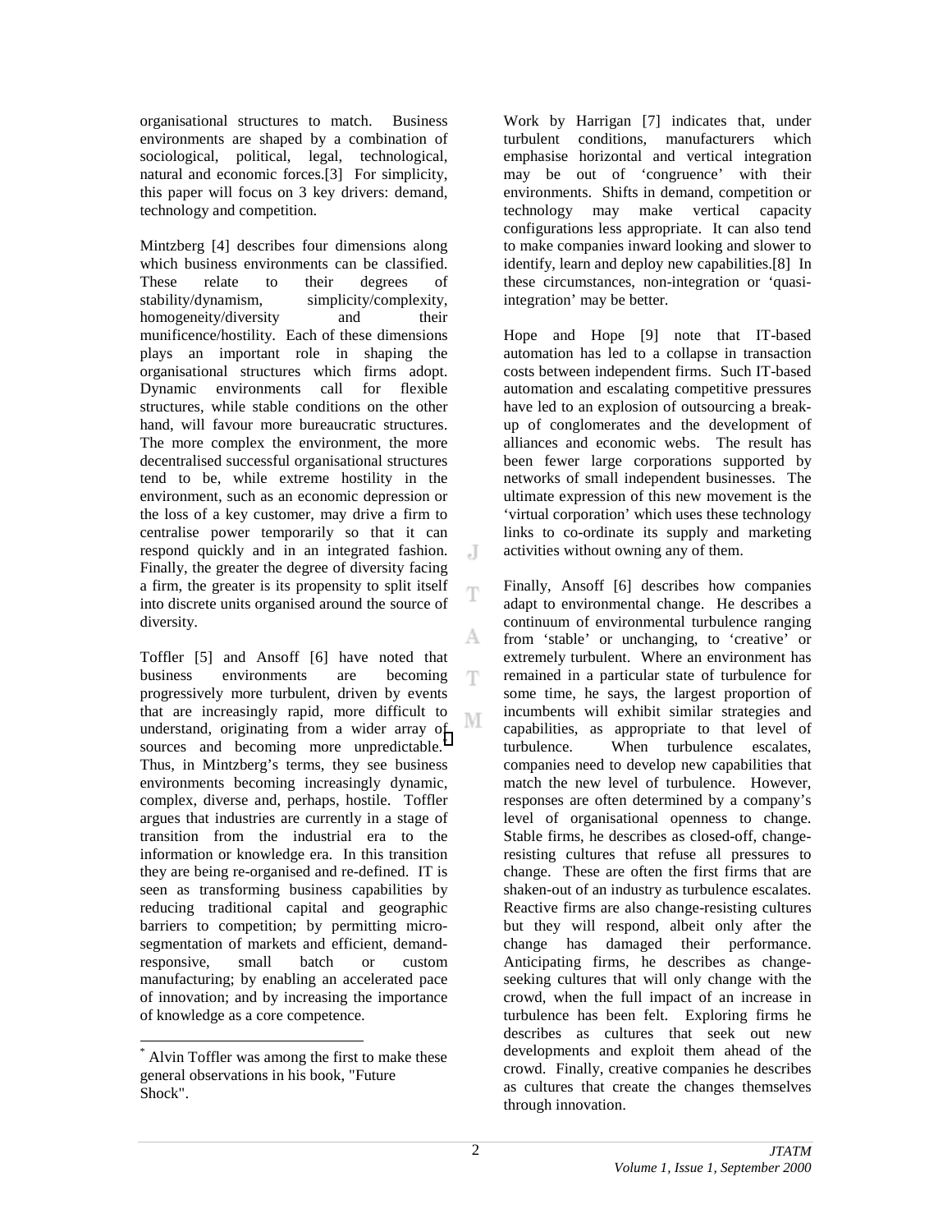organisational structures to match. Business environments are shaped by a combination of sociological, political, legal, technological, natural and economic forces.[3] For simplicity, this paper will focus on 3 key drivers: demand, technology and competition.

Mintzberg [4] describes four dimensions along which business environments can be classified. These relate to their degrees of stability/dynamism, simplicity/complexity, homogeneity/diversity and their munificence/hostility. Each of these dimensions plays an important role in shaping the organisational structures which firms adopt. Dynamic environments call for flexible structures, while stable conditions on the other hand, will favour more bureaucratic structures. The more complex the environment, the more decentralised successful organisational structures tend to be, while extreme hostility in the environment, such as an economic depression or the loss of a key customer, may drive a firm to centralise power temporarily so that it can respond quickly and in an integrated fashion. Finally, the greater the degree of diversity facing a firm, the greater is its propensity to split itself into discrete units organised around the source of diversity.

Toffler [5] and Ansoff [6] have noted that business environments are becoming progressively more turbulent, driven by events that are increasingly rapid, more difficult to understand, originating from a wider array of sources and becoming more unpredictable.* Thus, in Mintzberg's terms, they see business environments becoming increasingly dynamic, complex, diverse and, perhaps, hostile. Toffler argues that industries are currently in a stage of transition from the industrial era to the information or knowledge era. In this transition they are being re-organised and re-defined. IT is seen as transforming business capabilities by reducing traditional capital and geographic barriers to competition; by permitting micro-segmentation of markets and efficient, demand-responsive, small batch or custom manufacturing; by enabling an accelerated pace of innovation; and by increasing the importance of knowledge as a core competence.

Work by Harrigan [7] indicates that, under turbulent conditions, manufacturers which emphasise horizontal and vertical integration may be out of 'congruence' with their environments. Shifts in demand, competition or technology may make vertical capacity configurations less appropriate. It can also tend to make companies inward looking and slower to identify, learn and deploy new capabilities.[8] In these circumstances, non-integration or 'quasi-integration' may be better.

Hope and Hope [9] note that IT-based automation has led to a collapse in transaction costs between independent firms. Such IT-based automation and escalating competitive pressures have led to an explosion of outsourcing a break-up of conglomerates and the development of alliances and economic webs. The result has been fewer large corporations supported by networks of small independent businesses. The ultimate expression of this new movement is the 'virtual corporation' which uses these technology links to co-ordinate its supply and marketing activities without owning any of them.

Finally, Ansoff [6] describes how companies adapt to environmental change. He describes a continuum of environmental turbulence ranging from 'stable' or unchanging, to 'creative' or extremely turbulent. Where an environment has remained in a particular state of turbulence for some time, he says, the largest proportion of incumbents will exhibit similar strategies and capabilities, as appropriate to that level of turbulence. When turbulence escalates, companies need to develop new capabilities that match the new level of turbulence. However, responses are often determined by a company's level of organisational openness to change. Stable firms, he describes as closed-off, change-resisting cultures that refuse all pressures to change. These are often the first firms that are shaken-out of an industry as turbulence escalates. Reactive firms are also change-resisting cultures but they will respond, albeit only after the change has damaged their performance. Anticipating firms, he describes as change-seeking cultures that will only change with the crowd, when the full impact of an increase in turbulence has been felt. Exploring firms he describes as cultures that seek out new developments and exploit them ahead of the crowd. Finally, creative companies he describes as cultures that create the changes themselves through innovation.

* Alvin Toffler was among the first to make these general observations in his book, "Future Shock".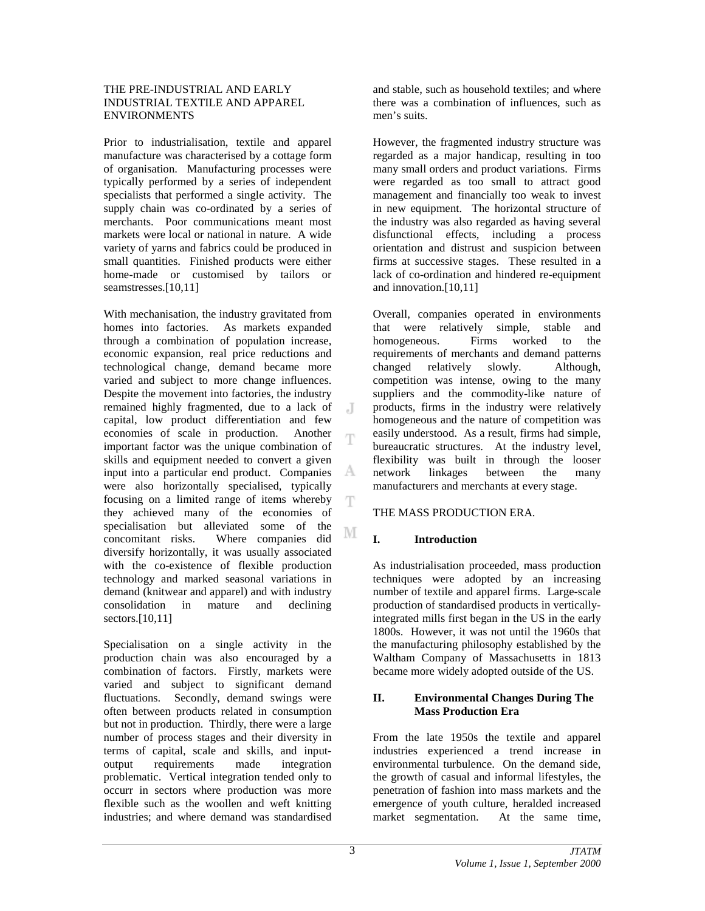THE PRE-INDUSTRIAL AND EARLY INDUSTRIAL TEXTILE AND APPAREL ENVIRONMENTS

Prior to industrialisation, textile and apparel manufacture was characterised by a cottage form of organisation. Manufacturing processes were typically performed by a series of independent specialists that performed a single activity. The supply chain was co-ordinated by a series of merchants. Poor communications meant most markets were local or national in nature. A wide variety of yarns and fabrics could be produced in small quantities. Finished products were either home-made or customised by tailors or seamstresses.[10,11]

With mechanisation, the industry gravitated from homes into factories. As markets expanded through a combination of population increase, economic expansion, real price reductions and technological change, demand became more varied and subject to more change influences. Despite the movement into factories, the industry remained highly fragmented, due to a lack of capital, low product differentiation and few economies of scale in production. Another important factor was the unique combination of skills and equipment needed to convert a given input into a particular end product. Companies were also horizontally specialised, typically focusing on a limited range of items whereby they achieved many of the economies of specialisation but alleviated some of the concomitant risks. Where companies did diversify horizontally, it was usually associated with the co-existence of flexible production technology and marked seasonal variations in demand (knitwear and apparel) and with industry consolidation in mature and declining sectors.[10,11]

Specialisation on a single activity in the production chain was also encouraged by a combination of factors. Firstly, markets were varied and subject to significant demand fluctuations. Secondly, demand swings were often between products related in consumption but not in production. Thirdly, there were a large number of process stages and their diversity in terms of capital, scale and skills, and input-output requirements made integration problematic. Vertical integration tended only to occurr in sectors where production was more flexible such as the woollen and weft knitting industries; and where demand was standardised and stable, such as household textiles; and where there was a combination of influences, such as men's suits.

However, the fragmented industry structure was regarded as a major handicap, resulting in too many small orders and product variations. Firms were regarded as too small to attract good management and financially too weak to invest in new equipment. The horizontal structure of the industry was also regarded as having several disfunctional effects, including a process orientation and distrust and suspicion between firms at successive stages. These resulted in a lack of co-ordination and hindered re-equipment and innovation.[10,11]

Overall, companies operated in environments that were relatively simple, stable and homogeneous. Firms worked to the requirements of merchants and demand patterns changed relatively slowly. Although, competition was intense, owing to the many suppliers and the commodity-like nature of products, firms in the industry were relatively homogeneous and the nature of competition was easily understood. As a result, firms had simple, bureaucratic structures. At the industry level, flexibility was built in through the looser network linkages between the many manufacturers and merchants at every stage.

THE MASS PRODUCTION ERA.

## I. Introduction

As industrialisation proceeded, mass production techniques were adopted by an increasing number of textile and apparel firms. Large-scale production of standardised products in vertically-integrated mills first began in the US in the early 1800s. However, it was not until the 1960s that the manufacturing philosophy established by the Waltham Company of Massachusetts in 1813 became more widely adopted outside of the US.

## II. Environmental Changes During The Mass Production Era

From the late 1950s the textile and apparel industries experienced a trend increase in environmental turbulence. On the demand side, the growth of casual and informal lifestyles, the penetration of fashion into mass markets and the emergence of youth culture, heralded increased market segmentation. At the same time,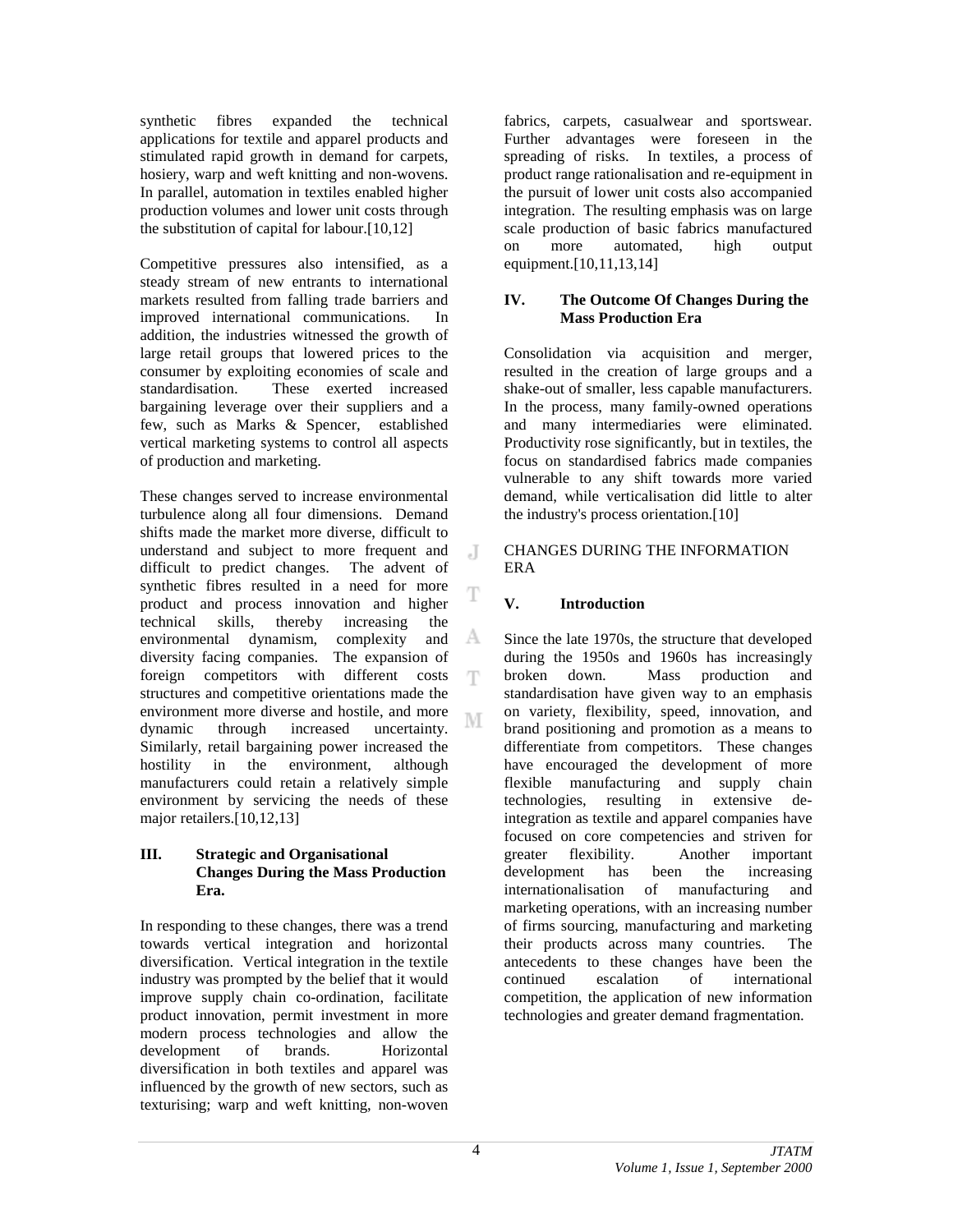synthetic fibres expanded the technical applications for textile and apparel products and stimulated rapid growth in demand for carpets, hosiery, warp and weft knitting and non-wovens. In parallel, automation in textiles enabled higher production volumes and lower unit costs through the substitution of capital for labour.[10,12]

Competitive pressures also intensified, as a steady stream of new entrants to international markets resulted from falling trade barriers and improved international communications. In addition, the industries witnessed the growth of large retail groups that lowered prices to the consumer by exploiting economies of scale and standardisation. These exerted increased bargaining leverage over their suppliers and a few, such as Marks & Spencer, established vertical marketing systems to control all aspects of production and marketing.

These changes served to increase environmental turbulence along all four dimensions. Demand shifts made the market more diverse, difficult to understand and subject to more frequent and difficult to predict changes. The advent of synthetic fibres resulted in a need for more product and process innovation and higher technical skills, thereby increasing the environmental dynamism, complexity and diversity facing companies. The expansion of foreign competitors with different costs structures and competitive orientations made the environment more diverse and hostile, and more dynamic through increased uncertainty. Similarly, retail bargaining power increased the hostility in the environment, although manufacturers could retain a relatively simple environment by servicing the needs of these major retailers.[10,12,13]

### III. Strategic and Organisational Changes During the Mass Production Era.

In responding to these changes, there was a trend towards vertical integration and horizontal diversification. Vertical integration in the textile industry was prompted by the belief that it would improve supply chain co-ordination, facilitate product innovation, permit investment in more modern process technologies and allow the development of brands. Horizontal diversification in both textiles and apparel was influenced by the growth of new sectors, such as texturising; warp and weft knitting, non-woven fabrics, carpets, casualwear and sportswear. Further advantages were foreseen in the spreading of risks. In textiles, a process of product range rationalisation and re-equipment in the pursuit of lower unit costs also accompanied integration. The resulting emphasis was on large scale production of basic fabrics manufactured on more automated, high output equipment.[10,11,13,14]

### IV. The Outcome Of Changes During the Mass Production Era

Consolidation via acquisition and merger, resulted in the creation of large groups and a shake-out of smaller, less capable manufacturers. In the process, many family-owned operations and many intermediaries were eliminated. Productivity rose significantly, but in textiles, the focus on standardised fabrics made companies vulnerable to any shift towards more varied demand, while verticalisation did little to alter the industry's process orientation.[10]

## CHANGES DURING THE INFORMATION ERA

### V. Introduction

Since the late 1970s, the structure that developed during the 1950s and 1960s has increasingly broken down. Mass production and standardisation have given way to an emphasis on variety, flexibility, speed, innovation, and brand positioning and promotion as a means to differentiate from competitors. These changes have encouraged the development of more flexible manufacturing and supply chain technologies, resulting in extensive de-integration as textile and apparel companies have focused on core competencies and striven for greater flexibility. Another important development has been the increasing internationalisation of manufacturing and marketing operations, with an increasing number of firms sourcing, manufacturing and marketing their products across many countries. The antecedents to these changes have been the continued escalation of international competition, the application of new information technologies and greater demand fragmentation.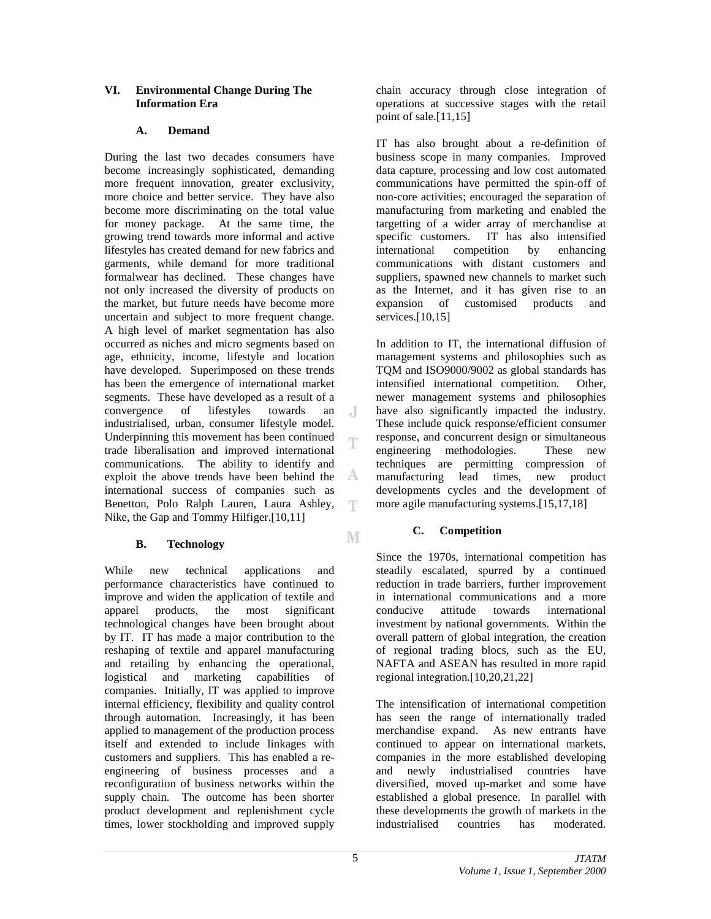## VI. Environmental Change During The Information Era

### A. Demand

During the last two decades consumers have become increasingly sophisticated, demanding more frequent innovation, greater exclusivity, more choice and better service. They have also become more discriminating on the total value for money package. At the same time, the growing trend towards more informal and active lifestyles has created demand for new fabrics and garments, while demand for more traditional formalwear has declined. These changes have not only increased the diversity of products on the market, but future needs have become more uncertain and subject to more frequent change. A high level of market segmentation has also occurred as niches and micro segments based on age, ethnicity, income, lifestyle and location have developed. Superimposed on these trends has been the emergence of international market segments. These have developed as a result of a convergence of lifestyles towards an industrialised, urban, consumer lifestyle model. Underpinning this movement has been continued trade liberalisation and improved international communications. The ability to identify and exploit the above trends have been behind the international success of companies such as Benetton, Polo Ralph Lauren, Laura Ashley, Nike, the Gap and Tommy Hilfiger.[10,11]

### B. Technology

While new technical applications and performance characteristics have continued to improve and widen the application of textile and apparel products, the most significant technological changes have been brought about by IT. IT has made a major contribution to the reshaping of textile and apparel manufacturing and retailing by enhancing the operational, logistical and marketing capabilities of companies. Initially, IT was applied to improve internal efficiency, flexibility and quality control through automation. Increasingly, it has been applied to management of the production process itself and extended to include linkages with customers and suppliers. This has enabled a re-engineering of business processes and a reconfiguration of business networks within the supply chain. The outcome has been shorter product development and replenishment cycle times, lower stockholding and improved supply chain accuracy through close integration of operations at successive stages with the retail point of sale.[11,15]

IT has also brought about a re-definition of business scope in many companies. Improved data capture, processing and low cost automated communications have permitted the spin-off of non-core activities; encouraged the separation of manufacturing from marketing and enabled the targetting of a wider array of merchandise at specific customers. IT has also intensified international competition by enhancing communications with distant customers and suppliers, spawned new channels to market such as the Internet, and it has given rise to an expansion of customised products and services.[10,15]

In addition to IT, the international diffusion of management systems and philosophies such as TQM and ISO9000/9002 as global standards has intensified international competition. Other, newer management systems and philosophies have also significantly impacted the industry. These include quick response/efficient consumer response, and concurrent design or simultaneous engineering methodologies. These new techniques are permitting compression of manufacturing lead times, new product developments cycles and the development of more agile manufacturing systems.[15,17,18]

### C. Competition

Since the 1970s, international competition has steadily escalated, spurred by a continued reduction in trade barriers, further improvement in international communications and a more conducive attitude towards international investment by national governments. Within the overall pattern of global integration, the creation of regional trading blocs, such as the EU, NAFTA and ASEAN has resulted in more rapid regional integration.[10,20,21,22]

The intensification of international competition has seen the range of internationally traded merchandise expand. As new entrants have continued to appear on international markets, companies in the more established developing and newly industrialised countries have diversified, moved up-market and some have established a global presence. In parallel with these developments the growth of markets in the industrialised countries has moderated.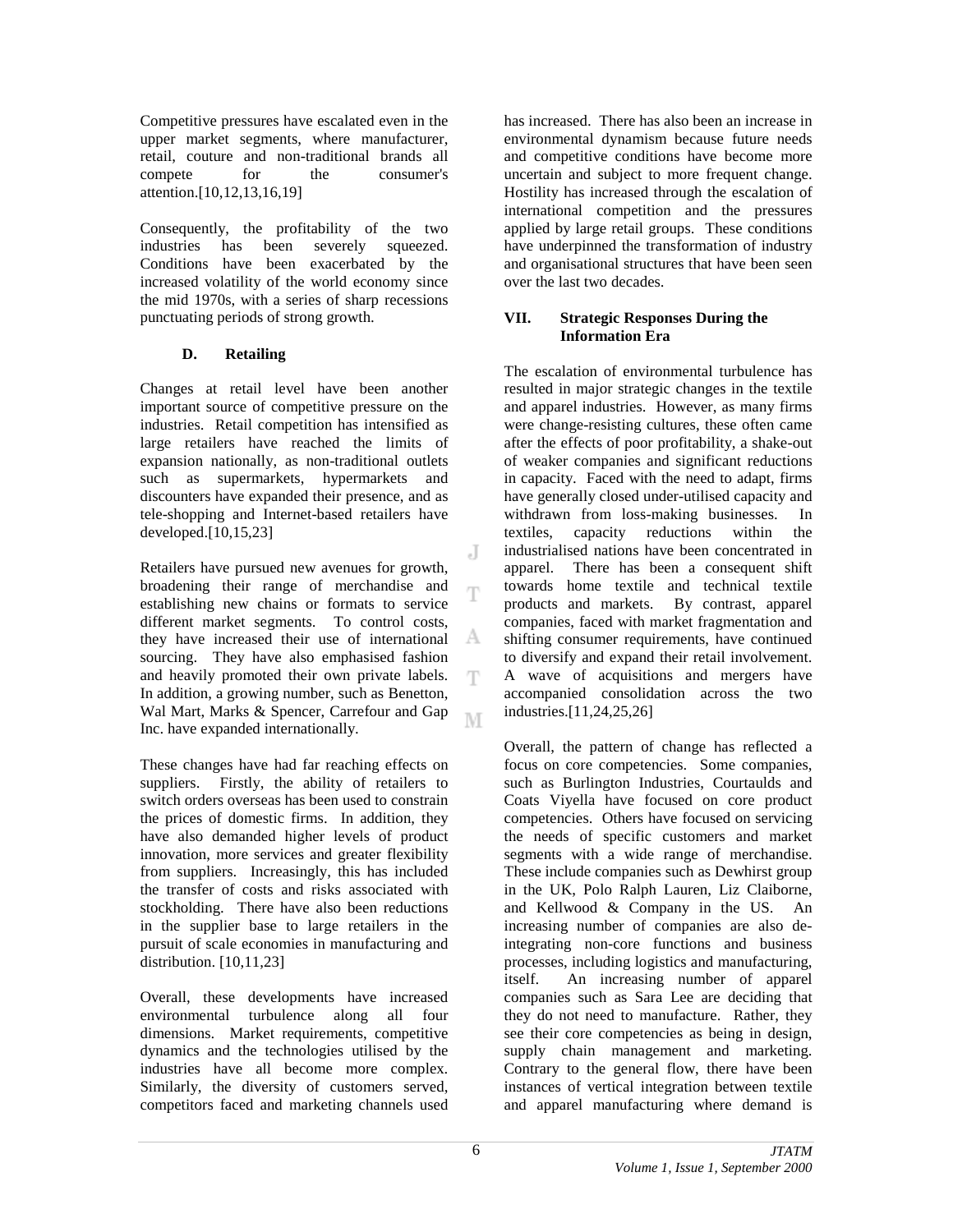Competitive pressures have escalated even in the upper market segments, where manufacturer, retail, couture and non-traditional brands all compete for the consumer's attention.[10,12,13,16,19]

Consequently, the profitability of the two industries has been severely squeezed. Conditions have been exacerbated by the increased volatility of the world economy since the mid 1970s, with a series of sharp recessions punctuating periods of strong growth.

### D. Retailing

Changes at retail level have been another important source of competitive pressure on the industries. Retail competition has intensified as large retailers have reached the limits of expansion nationally, as non-traditional outlets such as supermarkets, hypermarkets and discounters have expanded their presence, and as tele-shopping and Internet-based retailers have developed.[10,15,23]

Retailers have pursued new avenues for growth, broadening their range of merchandise and establishing new chains or formats to service different market segments. To control costs, they have increased their use of international sourcing. They have also emphasised fashion and heavily promoted their own private labels. In addition, a growing number, such as Benetton, Wal Mart, Marks & Spencer, Carrefour and Gap Inc. have expanded internationally.

These changes have had far reaching effects on suppliers. Firstly, the ability of retailers to switch orders overseas has been used to constrain the prices of domestic firms. In addition, they have also demanded higher levels of product innovation, more services and greater flexibility from suppliers. Increasingly, this has included the transfer of costs and risks associated with stockholding. There have also been reductions in the supplier base to large retailers in the pursuit of scale economies in manufacturing and distribution. [10,11,23]

Overall, these developments have increased environmental turbulence along all four dimensions. Market requirements, competitive dynamics and the technologies utilised by the industries have all become more complex. Similarly, the diversity of customers served, competitors faced and marketing channels used has increased. There has also been an increase in environmental dynamism because future needs and competitive conditions have become more uncertain and subject to more frequent change. Hostility has increased through the escalation of international competition and the pressures applied by large retail groups. These conditions have underpinned the transformation of industry and organisational structures that have been seen over the last two decades.

## VII. Strategic Responses During the Information Era

The escalation of environmental turbulence has resulted in major strategic changes in the textile and apparel industries. However, as many firms were change-resisting cultures, these often came after the effects of poor profitability, a shake-out of weaker companies and significant reductions in capacity. Faced with the need to adapt, firms have generally closed under-utilised capacity and withdrawn from loss-making businesses. In textiles, capacity reductions within the industrialised nations have been concentrated in apparel. There has been a consequent shift towards home textile and technical textile products and markets. By contrast, apparel companies, faced with market fragmentation and shifting consumer requirements, have continued to diversify and expand their retail involvement. A wave of acquisitions and mergers have accompanied consolidation across the two industries.[11,24,25,26]

Overall, the pattern of change has reflected a focus on core competencies. Some companies, such as Burlington Industries, Courtaulds and Coats Viyella have focused on core product competencies. Others have focused on servicing the needs of specific customers and market segments with a wide range of merchandise. These include companies such as Dewhirst group in the UK, Polo Ralph Lauren, Liz Claiborne, and Kellwood & Company in the US. An increasing number of companies are also de-integrating non-core functions and business processes, including logistics and manufacturing, itself. An increasing number of apparel companies such as Sara Lee are deciding that they do not need to manufacture. Rather, they see their core competencies as being in design, supply chain management and marketing. Contrary to the general flow, there have been instances of vertical integration between textile and apparel manufacturing where demand is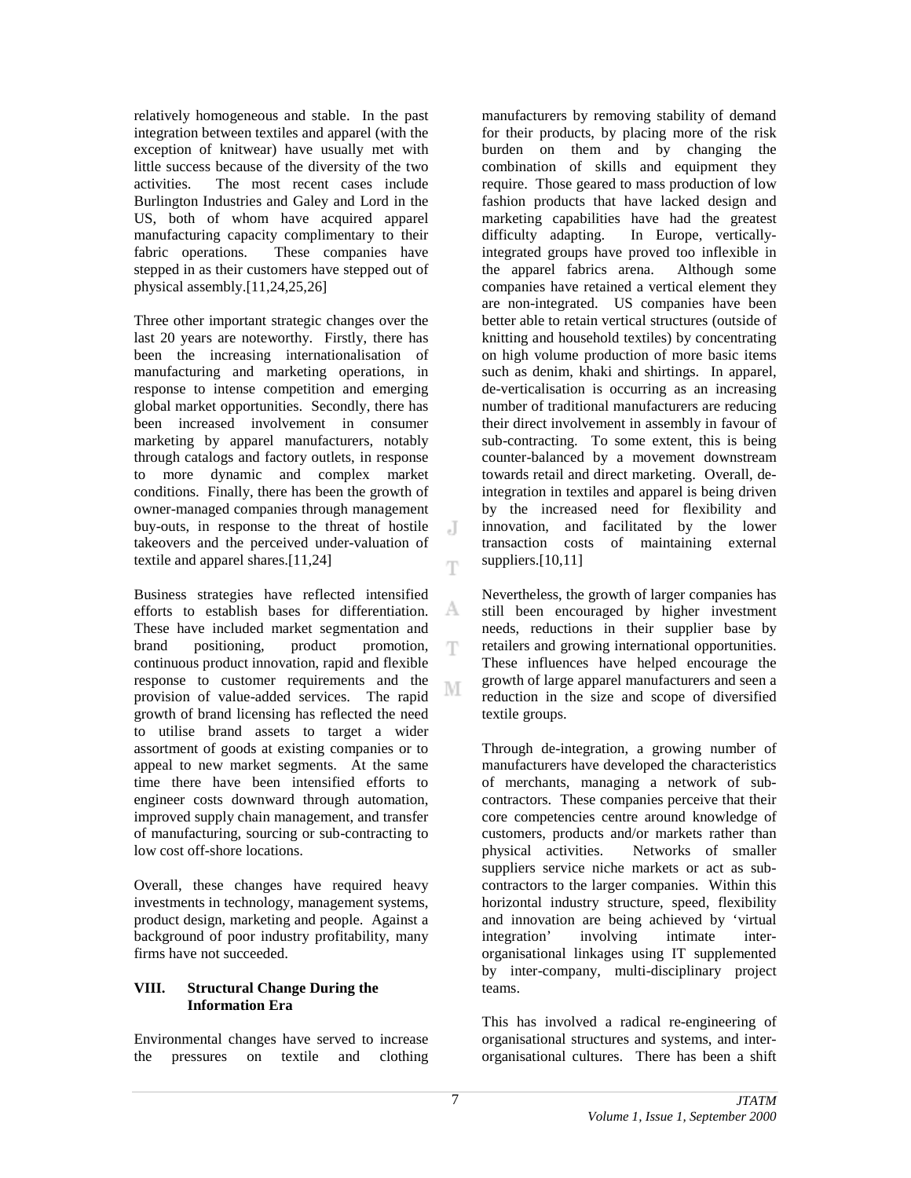relatively homogeneous and stable. In the past integration between textiles and apparel (with the exception of knitwear) have usually met with little success because of the diversity of the two activities. The most recent cases include Burlington Industries and Galey and Lord in the US, both of whom have acquired apparel manufacturing capacity complimentary to their fabric operations. These companies have stepped in as their customers have stepped out of physical assembly.[11,24,25,26]

Three other important strategic changes over the last 20 years are noteworthy. Firstly, there has been the increasing internationalisation of manufacturing and marketing operations, in response to intense competition and emerging global market opportunities. Secondly, there has been increased involvement in consumer marketing by apparel manufacturers, notably through catalogs and factory outlets, in response to more dynamic and complex market conditions. Finally, there has been the growth of owner-managed companies through management buy-outs, in response to the threat of hostile takeovers and the perceived under-valuation of textile and apparel shares.[11,24]

Business strategies have reflected intensified efforts to establish bases for differentiation. These have included market segmentation and brand positioning, product promotion, continuous product innovation, rapid and flexible response to customer requirements and the provision of value-added services. The rapid growth of brand licensing has reflected the need to utilise brand assets to target a wider assortment of goods at existing companies or to appeal to new market segments. At the same time there have been intensified efforts to engineer costs downward through automation, improved supply chain management, and transfer of manufacturing, sourcing or sub-contracting to low cost off-shore locations.

Overall, these changes have required heavy investments in technology, management systems, product design, marketing and people. Against a background of poor industry profitability, many firms have not succeeded.

## VIII. Structural Change During the Information Era

Environmental changes have served to increase the pressures on textile and clothing manufacturers by removing stability of demand for their products, by placing more of the risk burden on them and by changing the combination of skills and equipment they require. Those geared to mass production of low fashion products that have lacked design and marketing capabilities have had the greatest difficulty adapting. In Europe, vertically-integrated groups have proved too inflexible in the apparel fabrics arena. Although some companies have retained a vertical element they are non-integrated. US companies have been better able to retain vertical structures (outside of knitting and household textiles) by concentrating on high volume production of more basic items such as denim, khaki and shirtings. In apparel, de-verticalisation is occurring as an increasing number of traditional manufacturers are reducing their direct involvement in assembly in favour of sub-contracting. To some extent, this is being counter-balanced by a movement downstream towards retail and direct marketing. Overall, de-integration in textiles and apparel is being driven by the increased need for flexibility and innovation, and facilitated by the lower transaction costs of maintaining external suppliers.[10,11]

Nevertheless, the growth of larger companies has still been encouraged by higher investment needs, reductions in their supplier base by retailers and growing international opportunities. These influences have helped encourage the growth of large apparel manufacturers and seen a reduction in the size and scope of diversified textile groups.

Through de-integration, a growing number of manufacturers have developed the characteristics of merchants, managing a network of sub-contractors. These companies perceive that their core competencies centre around knowledge of customers, products and/or markets rather than physical activities. Networks of smaller suppliers service niche markets or act as sub-contractors to the larger companies. Within this horizontal industry structure, speed, flexibility and innovation are being achieved by 'virtual integration' involving intimate inter-organisational linkages using IT supplemented by inter-company, multi-disciplinary project teams.

This has involved a radical re-engineering of organisational structures and systems, and inter-organisational cultures. There has been a shift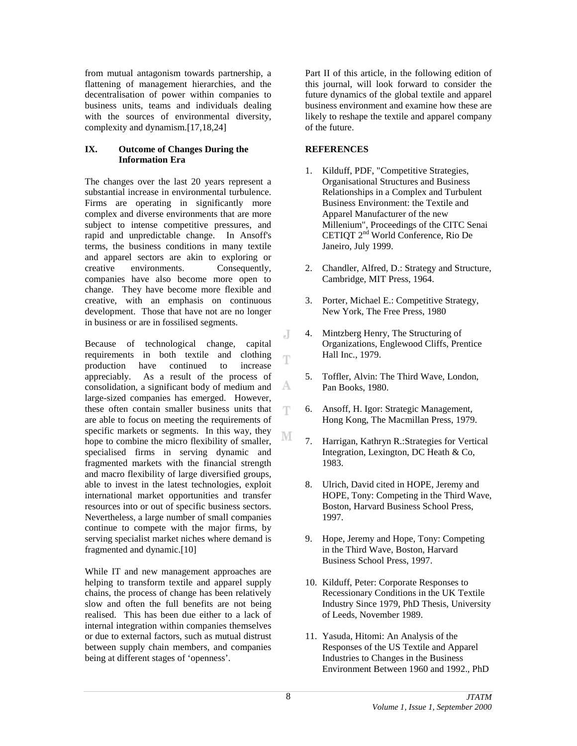from mutual antagonism towards partnership, a flattening of management hierarchies, and the decentralisation of power within companies to business units, teams and individuals dealing with the sources of environmental diversity, complexity and dynamism.[17,18,24]

## IX. Outcome of Changes During the Information Era

The changes over the last 20 years represent a substantial increase in environmental turbulence. Firms are operating in significantly more complex and diverse environments that are more subject to intense competitive pressures, and rapid and unpredictable change. In Ansoff's terms, the business conditions in many textile and apparel sectors are akin to exploring or creative environments. Consequently, companies have also become more open to change. They have become more flexible and creative, with an emphasis on continuous development. Those that have not are no longer in business or are in fossilised segments.

Because of technological change, capital requirements in both textile and clothing production have continued to increase appreciably. As a result of the process of consolidation, a significant body of medium and large-sized companies has emerged. However, these often contain smaller business units that are able to focus on meeting the requirements of specific markets or segments. In this way, they hope to combine the micro flexibility of smaller, specialised firms in serving dynamic and fragmented markets with the financial strength and macro flexibility of large diversified groups, able to invest in the latest technologies, exploit international market opportunities and transfer resources into or out of specific business sectors. Nevertheless, a large number of small companies continue to compete with the major firms, by serving specialist market niches where demand is fragmented and dynamic.[10]

While IT and new management approaches are helping to transform textile and apparel supply chains, the process of change has been relatively slow and often the full benefits are not being realised. This has been due either to a lack of internal integration within companies themselves or due to external factors, such as mutual distrust between supply chain members, and companies being at different stages of 'openness'.

Part II of this article, in the following edition of this journal, will look forward to consider the future dynamics of the global textile and apparel business environment and examine how these are likely to reshape the textile and apparel company of the future.

## REFERENCES

1. Kilduff, PDF, "Competitive Strategies, Organisational Structures and Business Relationships in a Complex and Turbulent Business Environment: the Textile and Apparel Manufacturer of the new Millenium", Proceedings of the CITC Senai CETIQT 2nd World Conference, Rio De Janeiro, July 1999.
2. Chandler, Alfred, D.: Strategy and Structure, Cambridge, MIT Press, 1964.
3. Porter, Michael E.: Competitive Strategy, New York, The Free Press, 1980
4. Mintzberg Henry, The Structuring of Organizations, Englewood Cliffs, Prentice Hall Inc., 1979.
5. Toffler, Alvin: The Third Wave, London, Pan Books, 1980.
6. Ansoff, H. Igor: Strategic Management, Hong Kong, The Macmillan Press, 1979.
7. Harrigan, Kathryn R.:Strategies for Vertical Integration, Lexington, DC Heath & Co, 1983.
8. Ulrich, David cited in HOPE, Jeremy and HOPE, Tony: Competing in the Third Wave, Boston, Harvard Business School Press, 1997.
9. Hope, Jeremy and Hope, Tony: Competing in the Third Wave, Boston, Harvard Business School Press, 1997.
10. Kilduff, Peter: Corporate Responses to Recessionary Conditions in the UK Textile Industry Since 1979, PhD Thesis, University of Leeds, November 1989.
11. Yasuda, Hitomi: An Analysis of the Responses of the US Textile and Apparel Industries to Changes in the Business Environment Between 1960 and 1992., PhD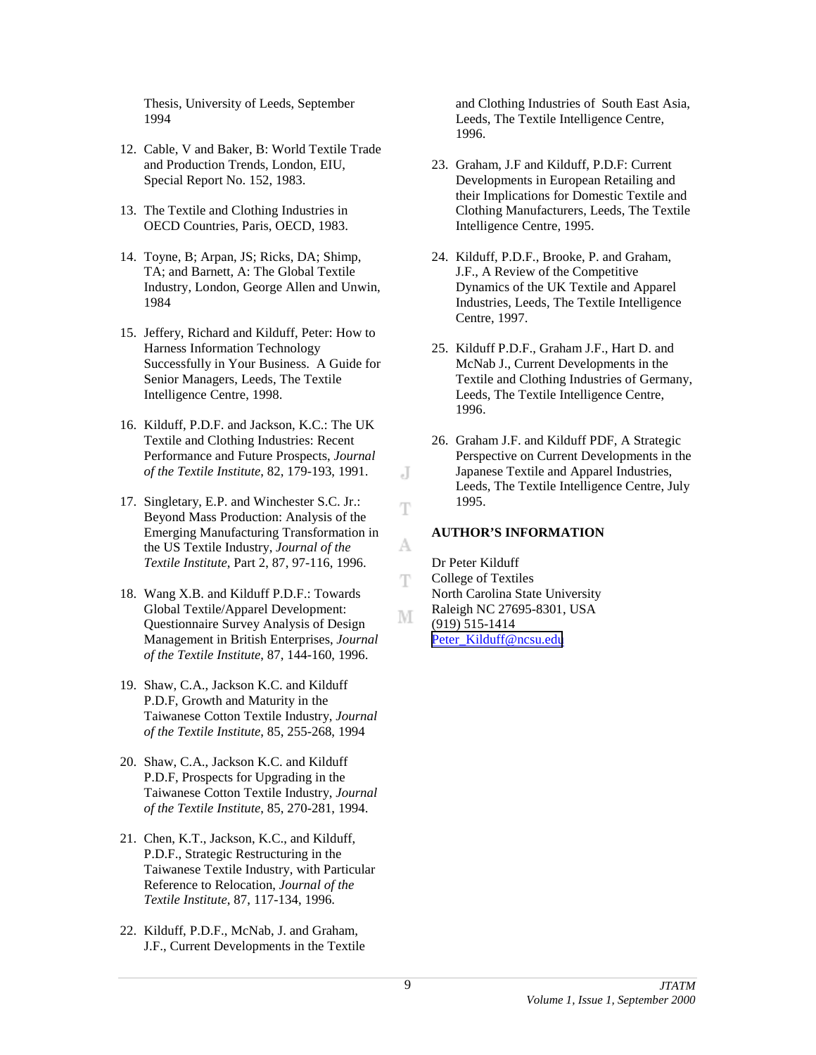Thesis, University of Leeds, September 1994

12. Cable, V and Baker, B: World Textile Trade and Production Trends, London, EIU, Special Report No. 152, 1983.

13. The Textile and Clothing Industries in OECD Countries, Paris, OECD, 1983.

14. Toyne, B; Arpan, JS; Ricks, DA; Shimp, TA; and Barnett, A: The Global Textile Industry, London, George Allen and Unwin, 1984

15. Jeffery, Richard and Kilduff, Peter: How to Harness Information Technology Successfully in Your Business. A Guide for Senior Managers, Leeds, The Textile Intelligence Centre, 1998.

16. Kilduff, P.D.F. and Jackson, K.C.: The UK Textile and Clothing Industries: Recent Performance and Future Prospects, *Journal of the Textile Institute*, 82, 179-193, 1991.

17. Singletary, E.P. and Winchester S.C. Jr.: Beyond Mass Production: Analysis of the Emerging Manufacturing Transformation in the US Textile Industry, *Journal of the Textile Institute*, Part 2, 87, 97-116, 1996.

18. Wang X.B. and Kilduff P.D.F.: Towards Global Textile/Apparel Development: Questionnaire Survey Analysis of Design Management in British Enterprises, *Journal of the Textile Institute*, 87, 144-160, 1996.

19. Shaw, C.A., Jackson K.C. and Kilduff P.D.F, Growth and Maturity in the Taiwanese Cotton Textile Industry, *Journal of the Textile Institute*, 85, 255-268, 1994

20. Shaw, C.A., Jackson K.C. and Kilduff P.D.F, Prospects for Upgrading in the Taiwanese Cotton Textile Industry, *Journal of the Textile Institute*, 85, 270-281, 1994.

21. Chen, K.T., Jackson, K.C., and Kilduff, P.D.F., Strategic Restructuring in the Taiwanese Textile Industry, with Particular Reference to Relocation, *Journal of the Textile Institute*, 87, 117-134, 1996.

22. Kilduff, P.D.F., McNab, J. and Graham, J.F., Current Developments in the Textile and Clothing Industries of South East Asia, Leeds, The Textile Intelligence Centre, 1996.

23. Graham, J.F and Kilduff, P.D.F: Current Developments in European Retailing and their Implications for Domestic Textile and Clothing Manufacturers, Leeds, The Textile Intelligence Centre, 1995.

24. Kilduff, P.D.F., Brooke, P. and Graham, J.F., A Review of the Competitive Dynamics of the UK Textile and Apparel Industries, Leeds, The Textile Intelligence Centre, 1997.

25. Kilduff P.D.F., Graham J.F., Hart D. and McNab J., Current Developments in the Textile and Clothing Industries of Germany, Leeds, The Textile Intelligence Centre, 1996.

26. Graham J.F. and Kilduff PDF, A Strategic Perspective on Current Developments in the Japanese Textile and Apparel Industries, Leeds, The Textile Intelligence Centre, July 1995.

**AUTHOR'S INFORMATION**

Dr Peter Kilduff
College of Textiles
North Carolina State University
Raleigh NC 27695-8301, USA
(919) 515-1414
Peter_Kilduff@ncsu.edu